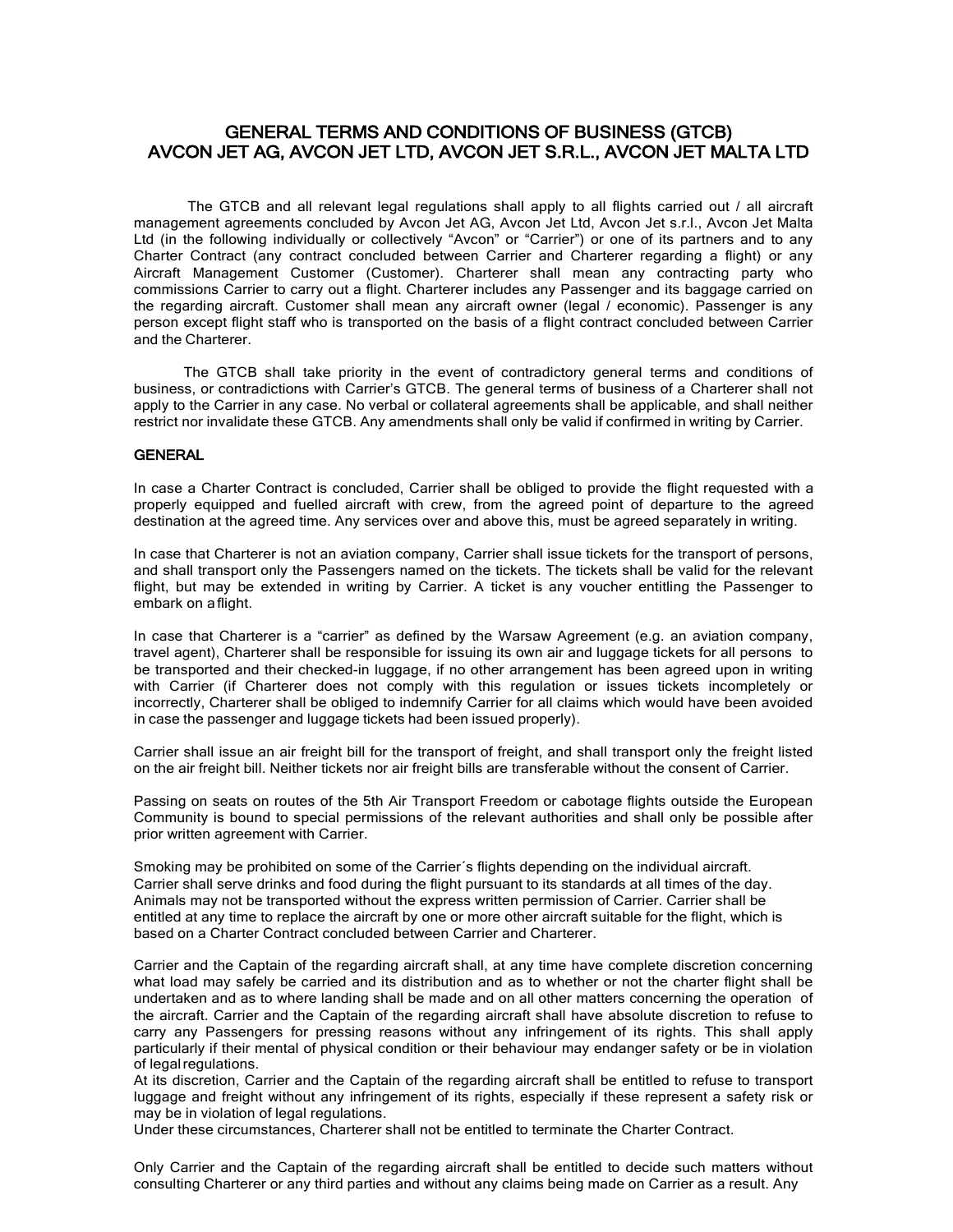# GENERAL TERMS AND CONDITIONS OF BUSINESS (GTCB) AVCON JET AG, AVCON JET LTD, AVCON JET S.R.L., AVCON JET MALTA LTD

The GTCB and all relevant legal regulations shall apply to all flights carried out / all aircraft management agreements concluded by Avcon Jet AG, Avcon Jet Ltd, Avcon Jet s.r.l., Avcon Jet Malta Ltd (in the following individually or collectively "Avcon" or "Carrier") or one of its partners and to any Charter Contract (any contract concluded between Carrier and Charterer regarding a flight) or any Aircraft Management Customer (Customer). Charterer shall mean any contracting party who commissions Carrier to carry out a flight. Charterer includes any Passenger and its baggage carried on the regarding aircraft. Customer shall mean any aircraft owner (legal / economic). Passenger is any person except flight staff who is transported on the basis of a flight contract concluded between Carrier and the Charterer.

The GTCB shall take priority in the event of contradictory general terms and conditions of business, or contradictions with Carrier's GTCB. The general terms of business of a Charterer shall not apply to the Carrier in any case. No verbal or collateral agreements shall be applicable, and shall neither restrict nor invalidate these GTCB. Any amendments shall only be valid if confirmed in writing by Carrier.

## GENERAL

In case a Charter Contract is concluded, Carrier shall be obliged to provide the flight requested with a properly equipped and fuelled aircraft with crew, from the agreed point of departure to the agreed destination at the agreed time. Any services over and above this, must be agreed separately in writing.

In case that Charterer is not an aviation company, Carrier shall issue tickets for the transport of persons, and shall transport only the Passengers named on the tickets. The tickets shall be valid for the relevant flight, but may be extended in writing by Carrier. A ticket is any voucher entitling the Passenger to embark on a flight.

In case that Charterer is a "carrier" as defined by the Warsaw Agreement (e.g. an aviation company, travel agent), Charterer shall be responsible for issuing its own air and luggage tickets for all persons to be transported and their checked-in luggage, if no other arrangement has been agreed upon in writing with Carrier (if Charterer does not comply with this regulation or issues tickets incompletely or incorrectly, Charterer shall be obliged to indemnify Carrier for all claims which would have been avoided in case the passenger and luggage tickets had been issued properly).

Carrier shall issue an air freight bill for the transport of freight, and shall transport only the freight listed on the air freight bill. Neither tickets nor air freight bills are transferable without the consent of Carrier.

Passing on seats on routes of the 5th Air Transport Freedom or cabotage flights outside the European Community is bound to special permissions of the relevant authorities and shall only be possible after prior written agreement with Carrier.

Smoking may be prohibited on some of the Carrier´s flights depending on the individual aircraft.
Carrier shall serve drinks and food during the flight pursuant to its standards at all times of the day.
Animals may not be transported without the express written permission of Carrier. Carrier shall be entitled at any time to replace the aircraft by one or more other aircraft suitable for the flight, which is based on a Charter Contract concluded between Carrier and Charterer.

Carrier and the Captain of the regarding aircraft shall, at any time have complete discretion concerning what load may safely be carried and its distribution and as to whether or not the charter flight shall be undertaken and as to where landing shall be made and on all other matters concerning the operation of the aircraft. Carrier and the Captain of the regarding aircraft shall have absolute discretion to refuse to carry any Passengers for pressing reasons without any infringement of its rights. This shall apply particularly if their mental of physical condition or their behaviour may endanger safety or be in violation of legal regulations.
At its discretion, Carrier and the Captain of the regarding aircraft shall be entitled to refuse to transport luggage and freight without any infringement of its rights, especially if these represent a safety risk or may be in violation of legal regulations.
Under these circumstances, Charterer shall not be entitled to terminate the Charter Contract.

Only Carrier and the Captain of the regarding aircraft shall be entitled to decide such matters without consulting Charterer or any third parties and without any claims being made on Carrier as a result. Any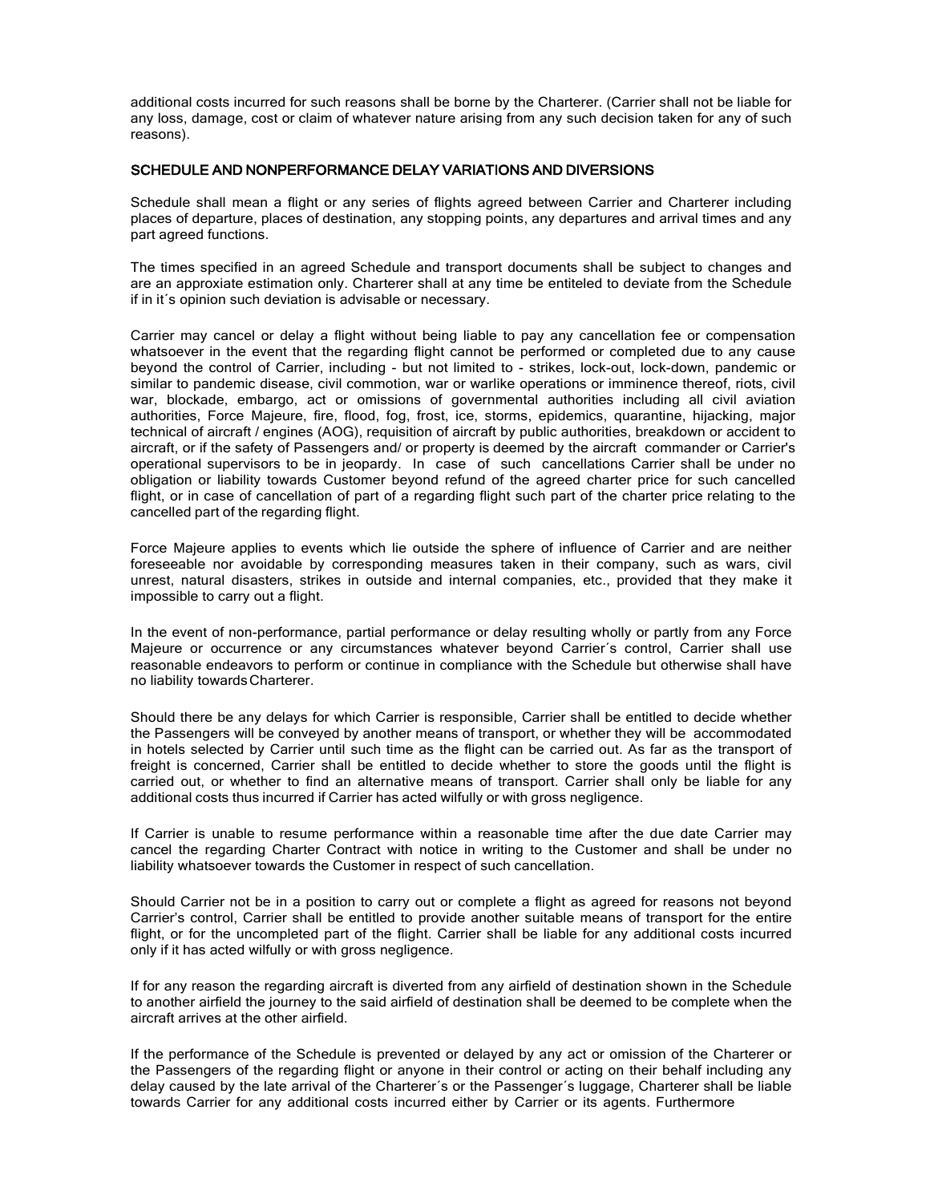additional costs incurred for such reasons shall be borne by the Charterer. (Carrier shall not be liable for any loss, damage, cost or claim of whatever nature arising from any such decision taken for any of such reasons).

## SCHEDULE AND NONPERFORMANCE DELAY VARIATIONS AND DIVERSIONS

Schedule shall mean a flight or any series of flights agreed between Carrier and Charterer including places of departure, places of destination, any stopping points, any departures and arrival times and any part agreed functions.

The times specified in an agreed Schedule and transport documents shall be subject to changes and are an approxiate estimation only. Charterer shall at any time be entiteled to deviate from the Schedule if in it´s opinion such deviation is advisable or necessary.

Carrier may cancel or delay a flight without being liable to pay any cancellation fee or compensation whatsoever in the event that the regarding flight cannot be performed or completed due to any cause beyond the control of Carrier, including - but not limited to - strikes, lock-out, lock-down, pandemic or similar to pandemic disease, civil commotion, war or warlike operations or imminence thereof, riots, civil war, blockade, embargo, act or omissions of governmental authorities including all civil aviation authorities, Force Majeure, fire, flood, fog, frost, ice, storms, epidemics, quarantine, hijacking, major technical of aircraft / engines (AOG), requisition of aircraft by public authorities, breakdown or accident to aircraft, or if the safety of Passengers and/ or property is deemed by the aircraft commander or Carrier's operational supervisors to be in jeopardy. In case of such cancellations Carrier shall be under no obligation or liability towards Customer beyond refund of the agreed charter price for such cancelled flight, or in case of cancellation of part of a regarding flight such part of the charter price relating to the cancelled part of the regarding flight.

Force Majeure applies to events which lie outside the sphere of influence of Carrier and are neither foreseeable nor avoidable by corresponding measures taken in their company, such as wars, civil unrest, natural disasters, strikes in outside and internal companies, etc., provided that they make it impossible to carry out a flight.

In the event of non-performance, partial performance or delay resulting wholly or partly from any Force Majeure or occurrence or any circumstances whatever beyond Carrier´s control, Carrier shall use reasonable endeavors to perform or continue in compliance with the Schedule but otherwise shall have no liability towards Charterer.

Should there be any delays for which Carrier is responsible, Carrier shall be entitled to decide whether the Passengers will be conveyed by another means of transport, or whether they will be accommodated in hotels selected by Carrier until such time as the flight can be carried out. As far as the transport of freight is concerned, Carrier shall be entitled to decide whether to store the goods until the flight is carried out, or whether to find an alternative means of transport. Carrier shall only be liable for any additional costs thus incurred if Carrier has acted wilfully or with gross negligence.

If Carrier is unable to resume performance within a reasonable time after the due date Carrier may cancel the regarding Charter Contract with notice in writing to the Customer and shall be under no liability whatsoever towards the Customer in respect of such cancellation.

Should Carrier not be in a position to carry out or complete a flight as agreed for reasons not beyond Carrier's control, Carrier shall be entitled to provide another suitable means of transport for the entire flight, or for the uncompleted part of the flight. Carrier shall be liable for any additional costs incurred only if it has acted wilfully or with gross negligence.

If for any reason the regarding aircraft is diverted from any airfield of destination shown in the Schedule to another airfield the journey to the said airfield of destination shall be deemed to be complete when the aircraft arrives at the other airfield.

If the performance of the Schedule is prevented or delayed by any act or omission of the Charterer or the Passengers of the regarding flight or anyone in their control or acting on their behalf including any delay caused by the late arrival of the Charterer´s or the Passenger´s luggage, Charterer shall be liable towards Carrier for any additional costs incurred either by Carrier or its agents. Furthermore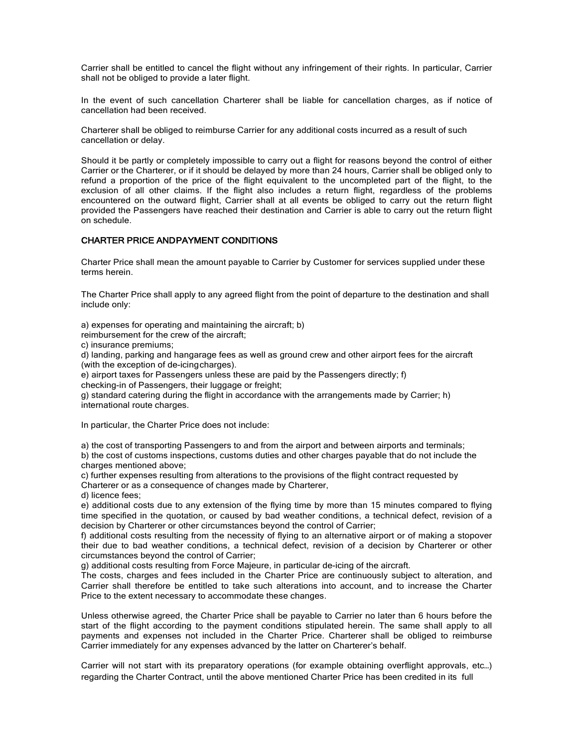Carrier shall be entitled to cancel the flight without any infringement of their rights. In particular, Carrier shall not be obliged to provide a later flight.

In the event of such cancellation Charterer shall be liable for cancellation charges, as if notice of cancellation had been received.

Charterer shall be obliged to reimburse Carrier for any additional costs incurred as a result of such cancellation or delay.

Should it be partly or completely impossible to carry out a flight for reasons beyond the control of either Carrier or the Charterer, or if it should be delayed by more than 24 hours, Carrier shall be obliged only to refund a proportion of the price of the flight equivalent to the uncompleted part of the flight, to the exclusion of all other claims. If the flight also includes a return flight, regardless of the problems encountered on the outward flight, Carrier shall at all events be obliged to carry out the return flight provided the Passengers have reached their destination and Carrier is able to carry out the return flight on schedule.

## CHARTER PRICE AND PAYMENT CONDITIONS

Charter Price shall mean the amount payable to Carrier by Customer for services supplied under these terms herein.

The Charter Price shall apply to any agreed flight from the point of departure to the destination and shall include only:

a) expenses for operating and maintaining the aircraft; b) reimbursement for the crew of the aircraft;
c) insurance premiums;
d) landing, parking and hangarage fees as well as ground crew and other airport fees for the aircraft (with the exception of de-icing charges).
e) airport taxes for Passengers unless these are paid by the Passengers directly; f) checking-in of Passengers, their luggage or freight;
g) standard catering during the flight in accordance with the arrangements made by Carrier; h) international route charges.

In particular, the Charter Price does not include:

a) the cost of transporting Passengers to and from the airport and between airports and terminals;
b) the cost of customs inspections, customs duties and other charges payable that do not include the charges mentioned above;
c) further expenses resulting from alterations to the provisions of the flight contract requested by Charterer or as a consequence of changes made by Charterer,
d) licence fees;
e) additional costs due to any extension of the flying time by more than 15 minutes compared to flying time specified in the quotation, or caused by bad weather conditions, a technical defect, revision of a decision by Charterer or other circumstances beyond the control of Carrier;
f) additional costs resulting from the necessity of flying to an alternative airport or of making a stopover their due to bad weather conditions, a technical defect, revision of a decision by Charterer or other circumstances beyond the control of Carrier;
g) additional costs resulting from Force Majeure, in particular de-icing of the aircraft.
The costs, charges and fees included in the Charter Price are continuously subject to alteration, and Carrier shall therefore be entitled to take such alterations into account, and to increase the Charter Price to the extent necessary to accommodate these changes.

Unless otherwise agreed, the Charter Price shall be payable to Carrier no later than 6 hours before the start of the flight according to the payment conditions stipulated herein. The same shall apply to all payments and expenses not included in the Charter Price. Charterer shall be obliged to reimburse Carrier immediately for any expenses advanced by the latter on Charterer's behalf.

Carrier will not start with its preparatory operations (for example obtaining overflight approvals, etc…) regarding the Charter Contract, until the above mentioned Charter Price has been credited in its full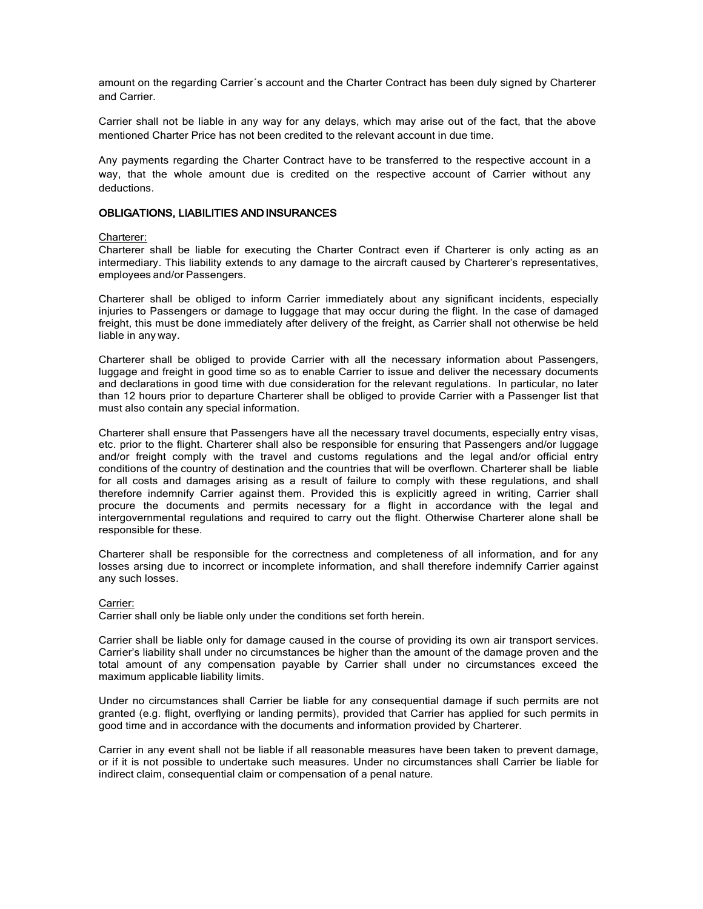amount on the regarding Carrier´s account and the Charter Contract has been duly signed by Charterer and Carrier.

Carrier shall not be liable in any way for any delays, which may arise out of the fact, that the above mentioned Charter Price has not been credited to the relevant account in due time.

Any payments regarding the Charter Contract have to be transferred to the respective account in a way, that the whole amount due is credited on the respective account of Carrier without any deductions.

## OBLIGATIONS, LIABILITIES AND INSURANCES

Charterer:
Charterer shall be liable for executing the Charter Contract even if Charterer is only acting as an intermediary. This liability extends to any damage to the aircraft caused by Charterer's representatives, employees and/or Passengers.

Charterer shall be obliged to inform Carrier immediately about any significant incidents, especially injuries to Passengers or damage to luggage that may occur during the flight. In the case of damaged freight, this must be done immediately after delivery of the freight, as Carrier shall not otherwise be held liable in any way.

Charterer shall be obliged to provide Carrier with all the necessary information about Passengers, luggage and freight in good time so as to enable Carrier to issue and deliver the necessary documents and declarations in good time with due consideration for the relevant regulations. In particular, no later than 12 hours prior to departure Charterer shall be obliged to provide Carrier with a Passenger list that must also contain any special information.

Charterer shall ensure that Passengers have all the necessary travel documents, especially entry visas, etc. prior to the flight. Charterer shall also be responsible for ensuring that Passengers and/or luggage and/or freight comply with the travel and customs regulations and the legal and/or official entry conditions of the country of destination and the countries that will be overflown. Charterer shall be liable for all costs and damages arising as a result of failure to comply with these regulations, and shall therefore indemnify Carrier against them. Provided this is explicitly agreed in writing, Carrier shall procure the documents and permits necessary for a flight in accordance with the legal and intergovernmental regulations and required to carry out the flight. Otherwise Charterer alone shall be responsible for these.

Charterer shall be responsible for the correctness and completeness of all information, and for any losses arsing due to incorrect or incomplete information, and shall therefore indemnify Carrier against any such losses.

Carrier:
Carrier shall only be liable only under the conditions set forth herein.

Carrier shall be liable only for damage caused in the course of providing its own air transport services. Carrier's liability shall under no circumstances be higher than the amount of the damage proven and the total amount of any compensation payable by Carrier shall under no circumstances exceed the maximum applicable liability limits.

Under no circumstances shall Carrier be liable for any consequential damage if such permits are not granted (e.g. flight, overflying or landing permits), provided that Carrier has applied for such permits in good time and in accordance with the documents and information provided by Charterer.

Carrier in any event shall not be liable if all reasonable measures have been taken to prevent damage, or if it is not possible to undertake such measures. Under no circumstances shall Carrier be liable for indirect claim, consequential claim or compensation of a penal nature.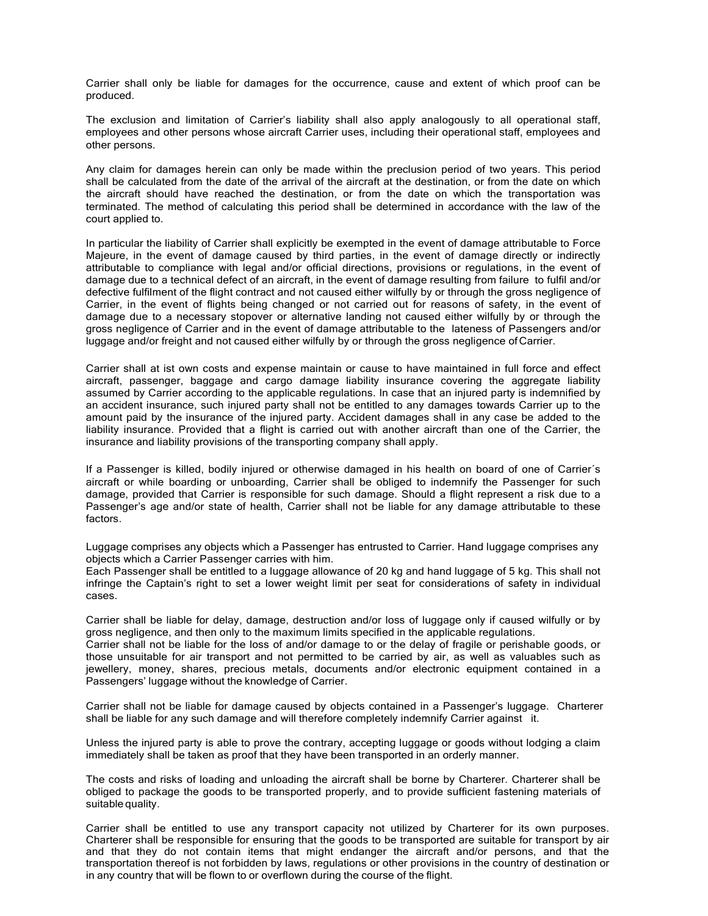Carrier shall only be liable for damages for the occurrence, cause and extent of which proof can be produced.

The exclusion and limitation of Carrier's liability shall also apply analogously to all operational staff, employees and other persons whose aircraft Carrier uses, including their operational staff, employees and other persons.

Any claim for damages herein can only be made within the preclusion period of two years. This period shall be calculated from the date of the arrival of the aircraft at the destination, or from the date on which the aircraft should have reached the destination, or from the date on which the transportation was terminated. The method of calculating this period shall be determined in accordance with the law of the court applied to.

In particular the liability of Carrier shall explicitly be exempted in the event of damage attributable to Force Majeure, in the event of damage caused by third parties, in the event of damage directly or indirectly attributable to compliance with legal and/or official directions, provisions or regulations, in the event of damage due to a technical defect of an aircraft, in the event of damage resulting from failure to fulfil and/or defective fulfilment of the flight contract and not caused either wilfully by or through the gross negligence of Carrier, in the event of flights being changed or not carried out for reasons of safety, in the event of damage due to a necessary stopover or alternative landing not caused either wilfully by or through the gross negligence of Carrier and in the event of damage attributable to the lateness of Passengers and/or luggage and/or freight and not caused either wilfully by or through the gross negligence of Carrier.

Carrier shall at ist own costs and expense maintain or cause to have maintained in full force and effect aircraft, passenger, baggage and cargo damage liability insurance covering the aggregate liability assumed by Carrier according to the applicable regulations. In case that an injured party is indemnified by an accident insurance, such injured party shall not be entitled to any damages towards Carrier up to the amount paid by the insurance of the injured party. Accident damages shall in any case be added to the liability insurance. Provided that a flight is carried out with another aircraft than one of the Carrier, the insurance and liability provisions of the transporting company shall apply.

If a Passenger is killed, bodily injured or otherwise damaged in his health on board of one of Carrier´s aircraft or while boarding or unboarding, Carrier shall be obliged to indemnify the Passenger for such damage, provided that Carrier is responsible for such damage. Should a flight represent a risk due to a Passenger's age and/or state of health, Carrier shall not be liable for any damage attributable to these factors.

Luggage comprises any objects which a Passenger has entrusted to Carrier. Hand luggage comprises any objects which a Carrier Passenger carries with him.
Each Passenger shall be entitled to a luggage allowance of 20 kg and hand luggage of 5 kg. This shall not infringe the Captain's right to set a lower weight limit per seat for considerations of safety in individual cases.

Carrier shall be liable for delay, damage, destruction and/or loss of luggage only if caused wilfully or by gross negligence, and then only to the maximum limits specified in the applicable regulations.
Carrier shall not be liable for the loss of and/or damage to or the delay of fragile or perishable goods, or those unsuitable for air transport and not permitted to be carried by air, as well as valuables such as jewellery, money, shares, precious metals, documents and/or electronic equipment contained in a Passengers' luggage without the knowledge of Carrier.

Carrier shall not be liable for damage caused by objects contained in a Passenger's luggage. Charterer shall be liable for any such damage and will therefore completely indemnify Carrier against it.

Unless the injured party is able to prove the contrary, accepting luggage or goods without lodging a claim immediately shall be taken as proof that they have been transported in an orderly manner.

The costs and risks of loading and unloading the aircraft shall be borne by Charterer. Charterer shall be obliged to package the goods to be transported properly, and to provide sufficient fastening materials of suitable quality.

Carrier shall be entitled to use any transport capacity not utilized by Charterer for its own purposes. Charterer shall be responsible for ensuring that the goods to be transported are suitable for transport by air and that they do not contain items that might endanger the aircraft and/or persons, and that the transportation thereof is not forbidden by laws, regulations or other provisions in the country of destination or in any country that will be flown to or overflown during the course of the flight.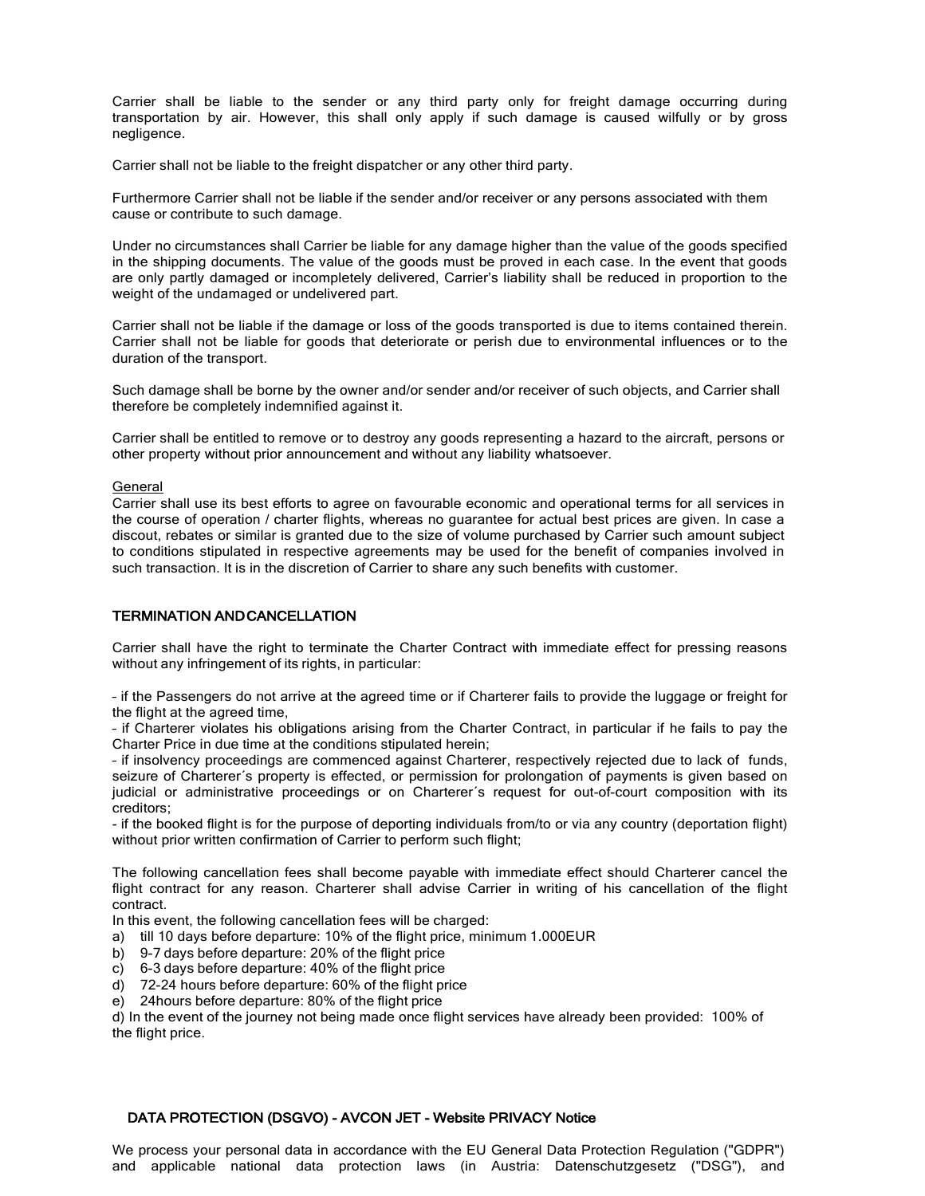Carrier shall be liable to the sender or any third party only for freight damage occurring during transportation by air. However, this shall only apply if such damage is caused wilfully or by gross negligence.

Carrier shall not be liable to the freight dispatcher or any other third party.

Furthermore Carrier shall not be liable if the sender and/or receiver or any persons associated with them cause or contribute to such damage.

Under no circumstances shall Carrier be liable for any damage higher than the value of the goods specified in the shipping documents. The value of the goods must be proved in each case. In the event that goods are only partly damaged or incompletely delivered, Carrier's liability shall be reduced in proportion to the weight of the undamaged or undelivered part.

Carrier shall not be liable if the damage or loss of the goods transported is due to items contained therein. Carrier shall not be liable for goods that deteriorate or perish due to environmental influences or to the duration of the transport.

Such damage shall be borne by the owner and/or sender and/or receiver of such objects, and Carrier shall therefore be completely indemnified against it.

Carrier shall be entitled to remove or to destroy any goods representing a hazard to the aircraft, persons or other property without prior announcement and without any liability whatsoever.

<u>General</u>
Carrier shall use its best efforts to agree on favourable economic and operational terms for all services in the course of operation / charter flights, whereas no guarantee for actual best prices are given. In case a discout, rebates or similar is granted due to the size of volume purchased by Carrier such amount subject to conditions stipulated in respective agreements may be used for the benefit of companies involved in such transaction. It is in the discretion of Carrier to share any such benefits with customer.

## TERMINATION AND CANCELLATION

Carrier shall have the right to terminate the Charter Contract with immediate effect for pressing reasons without any infringement of its rights, in particular:

- if the Passengers do not arrive at the agreed time or if Charterer fails to provide the luggage or freight for the flight at the agreed time,
- if Charterer violates his obligations arising from the Charter Contract, in particular if he fails to pay the Charter Price in due time at the conditions stipulated herein;
- if insolvency proceedings are commenced against Charterer, respectively rejected due to lack of funds, seizure of Charterer´s property is effected, or permission for prolongation of payments is given based on judicial or administrative proceedings or on Charterer´s request for out-of-court composition with its creditors;
- if the booked flight is for the purpose of deporting individuals from/to or via any country (deportation flight) without prior written confirmation of Carrier to perform such flight;

The following cancellation fees shall become payable with immediate effect should Charterer cancel the flight contract for any reason. Charterer shall advise Carrier in writing of his cancellation of the flight contract.
In this event, the following cancellation fees will be charged:

a) till 10 days before departure: 10% of the flight price, minimum 1.000EUR
b) 9-7 days before departure: 20% of the flight price
c) 6-3 days before departure: 40% of the flight price
d) 72-24 hours before departure: 60% of the flight price
e) 24hours before departure: 80% of the flight price

d) In the event of the journey not being made once flight services have already been provided: 100% of the flight price.

## DATA PROTECTION (DSGVO) - AVCON JET - Website PRIVACY Notice

We process your personal data in accordance with the EU General Data Protection Regulation ("GDPR") and applicable national data protection laws (in Austria: Datenschutzgesetz ("DSG"), and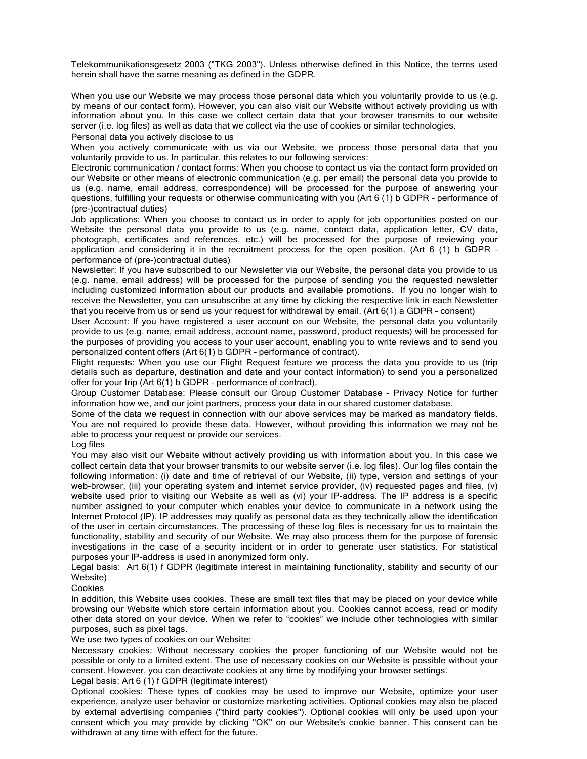Telekommunikationsgesetz 2003 ("TKG 2003"). Unless otherwise defined in this Notice, the terms used herein shall have the same meaning as defined in the GDPR.

When you use our Website we may process those personal data which you voluntarily provide to us (e.g. by means of our contact form). However, you can also visit our Website without actively providing us with information about you. In this case we collect certain data that your browser transmits to our website server (i.e. log files) as well as data that we collect via the use of cookies or similar technologies.

### Personal data you actively disclose to us

When you actively communicate with us via our Website, we process those personal data that you voluntarily provide to us. In particular, this relates to our following services:

Electronic communication / contact forms: When you choose to contact us via the contact form provided on our Website or other means of electronic communication (e.g. per email) the personal data you provide to us (e.g. name, email address, correspondence) will be processed for the purpose of answering your questions, fulfilling your requests or otherwise communicating with you (Art 6 (1) b GDPR – performance of (pre-)contractual duties)

Job applications: When you choose to contact us in order to apply for job opportunities posted on our Website the personal data you provide to us (e.g. name, contact data, application letter, CV data, photograph, certificates and references, etc.) will be processed for the purpose of reviewing your application and considering it in the recruitment process for the open position. (Art 6 (1) b GDPR – performance of (pre-)contractual duties)

Newsletter: If you have subscribed to our Newsletter via our Website, the personal data you provide to us (e.g. name, email address) will be processed for the purpose of sending you the requested newsletter including customized information about our products and available promotions. If you no longer wish to receive the Newsletter, you can unsubscribe at any time by clicking the respective link in each Newsletter that you receive from us or send us your request for withdrawal by email. (Art 6(1) a GDPR – consent)

User Account: If you have registered a user account on our Website, the personal data you voluntarily provide to us (e.g. name, email address, account name, password, product requests) will be processed for the purposes of providing you access to your user account, enabling you to write reviews and to send you personalized content offers (Art 6(1) b GDPR – performance of contract).

Flight requests: When you use our Flight Request feature we process the data you provide to us (trip details such as departure, destination and date and your contact information) to send you a personalized offer for your trip (Art 6(1) b GDPR – performance of contract).

Group Customer Database: Please consult our Group Customer Database – Privacy Notice for further information how we, and our joint partners, process your data in our shared customer database.

Some of the data we request in connection with our above services may be marked as mandatory fields. You are not required to provide these data. However, without providing this information we may not be able to process your request or provide our services.

### Log files

You may also visit our Website without actively providing us with information about you. In this case we collect certain data that your browser transmits to our website server (i.e. log files). Our log files contain the following information: (i) date and time of retrieval of our Website, (ii) type, version and settings of your web-browser, (iii) your operating system and internet service provider, (iv) requested pages and files, (v) website used prior to visiting our Website as well as (vi) your IP-address. The IP address is a specific number assigned to your computer which enables your device to communicate in a network using the Internet Protocol (IP). IP addresses may qualify as personal data as they technically allow the identification of the user in certain circumstances. The processing of these log files is necessary for us to maintain the functionality, stability and security of our Website. We may also process them for the purpose of forensic investigations in the case of a security incident or in order to generate user statistics. For statistical purposes your IP-address is used in anonymized form only.

Legal basis: Art 6(1) f GDPR (legitimate interest in maintaining functionality, stability and security of our Website)

### Cookies

In addition, this Website uses cookies. These are small text files that may be placed on your device while browsing our Website which store certain information about you. Cookies cannot access, read or modify other data stored on your device. When we refer to "cookies" we include other technologies with similar purposes, such as pixel tags.

We use two types of cookies on our Website:

Necessary cookies: Without necessary cookies the proper functioning of our Website would not be possible or only to a limited extent. The use of necessary cookies on our Website is possible without your consent. However, you can deactivate cookies at any time by modifying your browser settings.

Legal basis: Art 6 (1) f GDPR (legitimate interest)

Optional cookies: These types of cookies may be used to improve our Website, optimize your user experience, analyze user behavior or customize marketing activities. Optional cookies may also be placed by external advertising companies ("third party cookies"). Optional cookies will only be used upon your consent which you may provide by clicking "OK" on our Website's cookie banner. This consent can be withdrawn at any time with effect for the future.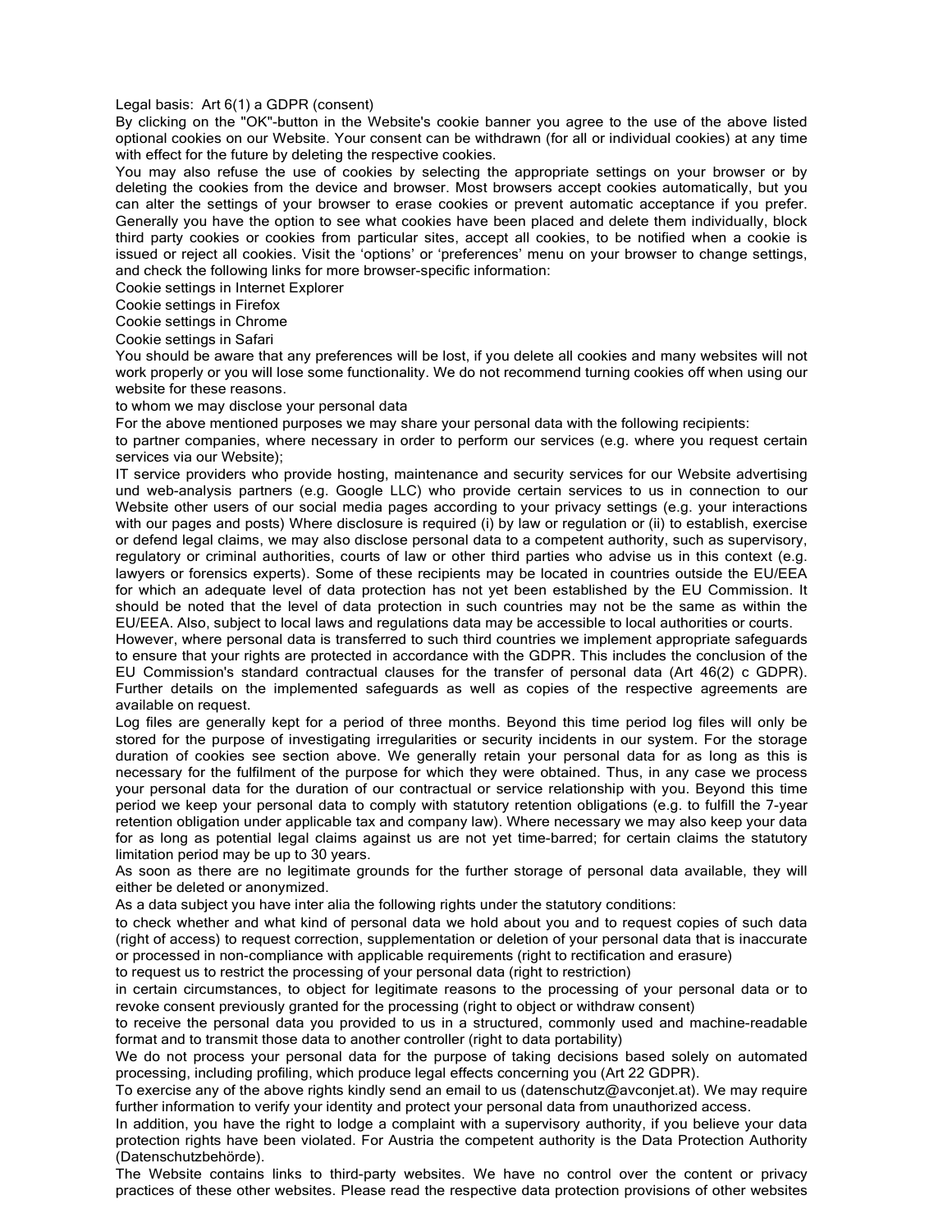Legal basis: Art 6(1) a GDPR (consent)

By clicking on the "OK"-button in the Website's cookie banner you agree to the use of the above listed optional cookies on our Website. Your consent can be withdrawn (for all or individual cookies) at any time with effect for the future by deleting the respective cookies.

You may also refuse the use of cookies by selecting the appropriate settings on your browser or by deleting the cookies from the device and browser. Most browsers accept cookies automatically, but you can alter the settings of your browser to erase cookies or prevent automatic acceptance if you prefer. Generally you have the option to see what cookies have been placed and delete them individually, block third party cookies or cookies from particular sites, accept all cookies, to be notified when a cookie is issued or reject all cookies. Visit the 'options' or 'preferences' menu on your browser to change settings, and check the following links for more browser-specific information:

Cookie settings in Internet Explorer

Cookie settings in Firefox

Cookie settings in Chrome

Cookie settings in Safari

You should be aware that any preferences will be lost, if you delete all cookies and many websites will not work properly or you will lose some functionality. We do not recommend turning cookies off when using our website for these reasons.

to whom we may disclose your personal data

For the above mentioned purposes we may share your personal data with the following recipients:

to partner companies, where necessary in order to perform our services (e.g. where you request certain services via our Website);

IT service providers who provide hosting, maintenance and security services for our Website advertising und web-analysis partners (e.g. Google LLC) who provide certain services to us in connection to our Website other users of our social media pages according to your privacy settings (e.g. your interactions with our pages and posts) Where disclosure is required (i) by law or regulation or (ii) to establish, exercise or defend legal claims, we may also disclose personal data to a competent authority, such as supervisory, regulatory or criminal authorities, courts of law or other third parties who advise us in this context (e.g. lawyers or forensics experts). Some of these recipients may be located in countries outside the EU/EEA for which an adequate level of data protection has not yet been established by the EU Commission. It should be noted that the level of data protection in such countries may not be the same as within the EU/EEA. Also, subject to local laws and regulations data may be accessible to local authorities or courts.

However, where personal data is transferred to such third countries we implement appropriate safeguards to ensure that your rights are protected in accordance with the GDPR. This includes the conclusion of the EU Commission's standard contractual clauses for the transfer of personal data (Art 46(2) c GDPR). Further details on the implemented safeguards as well as copies of the respective agreements are available on request.

Log files are generally kept for a period of three months. Beyond this time period log files will only be stored for the purpose of investigating irregularities or security incidents in our system. For the storage duration of cookies see section above. We generally retain your personal data for as long as this is necessary for the fulfilment of the purpose for which they were obtained. Thus, in any case we process your personal data for the duration of our contractual or service relationship with you. Beyond this time period we keep your personal data to comply with statutory retention obligations (e.g. to fulfill the 7-year retention obligation under applicable tax and company law). Where necessary we may also keep your data for as long as potential legal claims against us are not yet time-barred; for certain claims the statutory limitation period may be up to 30 years.

As soon as there are no legitimate grounds for the further storage of personal data available, they will either be deleted or anonymized.

As a data subject you have inter alia the following rights under the statutory conditions:

to check whether and what kind of personal data we hold about you and to request copies of such data (right of access) to request correction, supplementation or deletion of your personal data that is inaccurate or processed in non-compliance with applicable requirements (right to rectification and erasure)

to request us to restrict the processing of your personal data (right to restriction)

in certain circumstances, to object for legitimate reasons to the processing of your personal data or to revoke consent previously granted for the processing (right to object or withdraw consent)

to receive the personal data you provided to us in a structured, commonly used and machine-readable format and to transmit those data to another controller (right to data portability)

We do not process your personal data for the purpose of taking decisions based solely on automated processing, including profiling, which produce legal effects concerning you (Art 22 GDPR).

To exercise any of the above rights kindly send an email to us (datenschutz@avconjet.at). We may require further information to verify your identity and protect your personal data from unauthorized access.

In addition, you have the right to lodge a complaint with a supervisory authority, if you believe your data protection rights have been violated. For Austria the competent authority is the Data Protection Authority (Datenschutzbehörde).

The Website contains links to third-party websites. We have no control over the content or privacy practices of these other websites. Please read the respective data protection provisions of other websites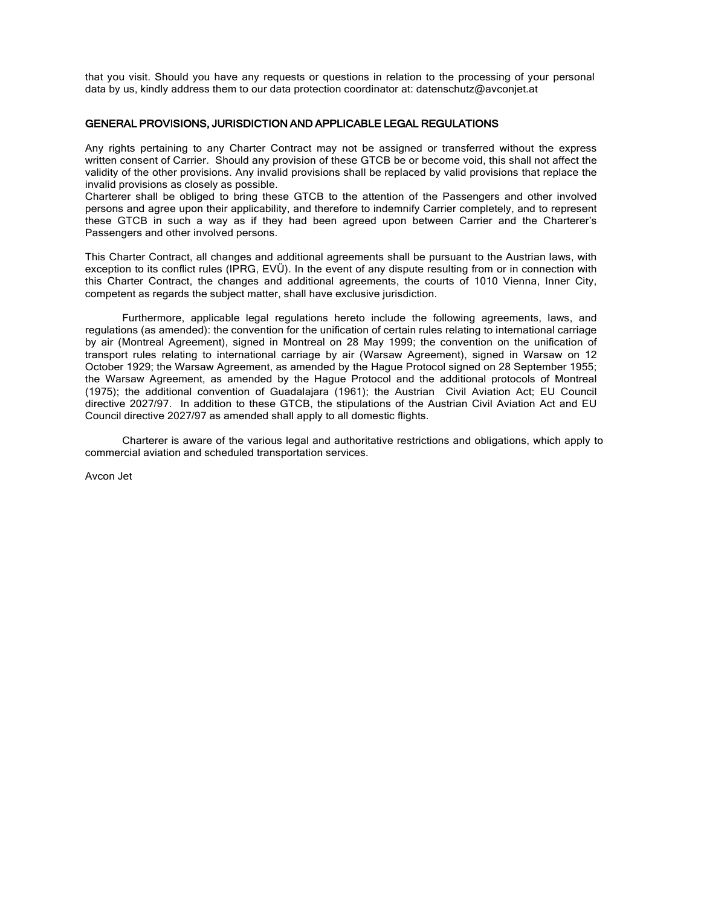that you visit. Should you have any requests or questions in relation to the processing of your personal data by us, kindly address them to our data protection coordinator at: datenschutz@avconjet.at

## GENERAL PROVISIONS, JURISDICTION AND APPLICABLE LEGAL REGULATIONS

Any rights pertaining to any Charter Contract may not be assigned or transferred without the express written consent of Carrier. Should any provision of these GTCB be or become void, this shall not affect the validity of the other provisions. Any invalid provisions shall be replaced by valid provisions that replace the invalid provisions as closely as possible.
Charterer shall be obliged to bring these GTCB to the attention of the Passengers and other involved persons and agree upon their applicability, and therefore to indemnify Carrier completely, and to represent these GTCB in such a way as if they had been agreed upon between Carrier and the Charterer's Passengers and other involved persons.

This Charter Contract, all changes and additional agreements shall be pursuant to the Austrian laws, with exception to its conflict rules (IPRG, EVÜ). In the event of any dispute resulting from or in connection with this Charter Contract, the changes and additional agreements, the courts of 1010 Vienna, Inner City, competent as regards the subject matter, shall have exclusive jurisdiction.

Furthermore, applicable legal regulations hereto include the following agreements, laws, and regulations (as amended): the convention for the unification of certain rules relating to international carriage by air (Montreal Agreement), signed in Montreal on 28 May 1999; the convention on the unification of transport rules relating to international carriage by air (Warsaw Agreement), signed in Warsaw on 12 October 1929; the Warsaw Agreement, as amended by the Hague Protocol signed on 28 September 1955; the Warsaw Agreement, as amended by the Hague Protocol and the additional protocols of Montreal (1975); the additional convention of Guadalajara (1961); the Austrian Civil Aviation Act; EU Council directive 2027/97. In addition to these GTCB, the stipulations of the Austrian Civil Aviation Act and EU Council directive 2027/97 as amended shall apply to all domestic flights.

Charterer is aware of the various legal and authoritative restrictions and obligations, which apply to commercial aviation and scheduled transportation services.

Avcon Jet